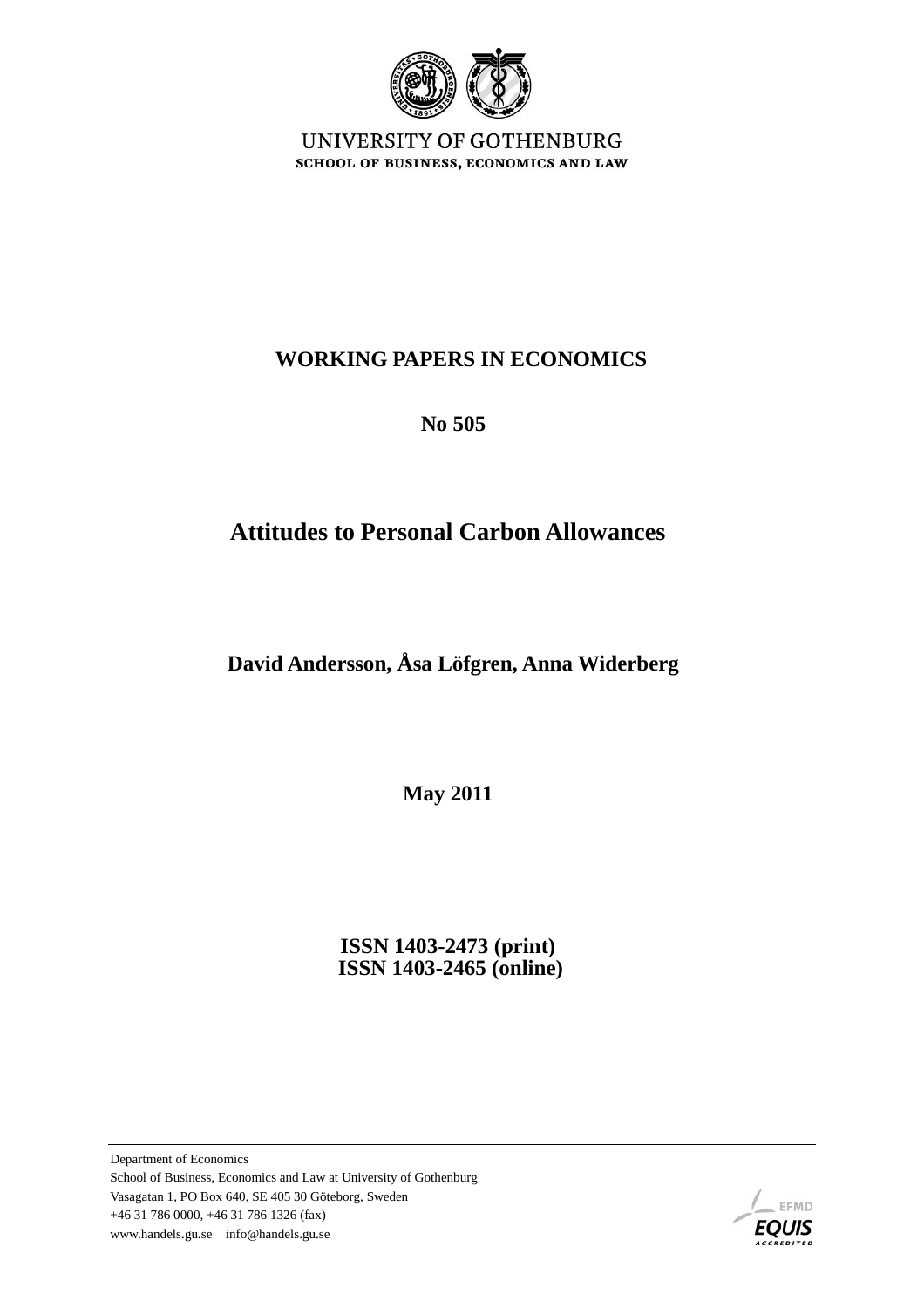UNIVERSITY OF GOTHENBURG

SCHOOL OF BUSINESS, ECONOMICS AND LAW

**WORKING PAPERS IN ECONOMICS**

**No 505**

# Attitudes to Personal Carbon Allowances

**David Andersson, Åsa Löfgren, Anna Widerberg**

**May 2011**

**ISSN 1403-2473 (print)**
**ISSN 1403-2465 (online)**

---

Department of Economics
School of Business, Economics and Law at University of Gothenburg
Vasagatan 1, PO Box 640, SE 405 30 Göteborg, Sweden
+46 31 786 0000, +46 31 786 1326 (fax)
www.handels.gu.se info@handels.gu.se

EFMD EQUIS ACCREDITED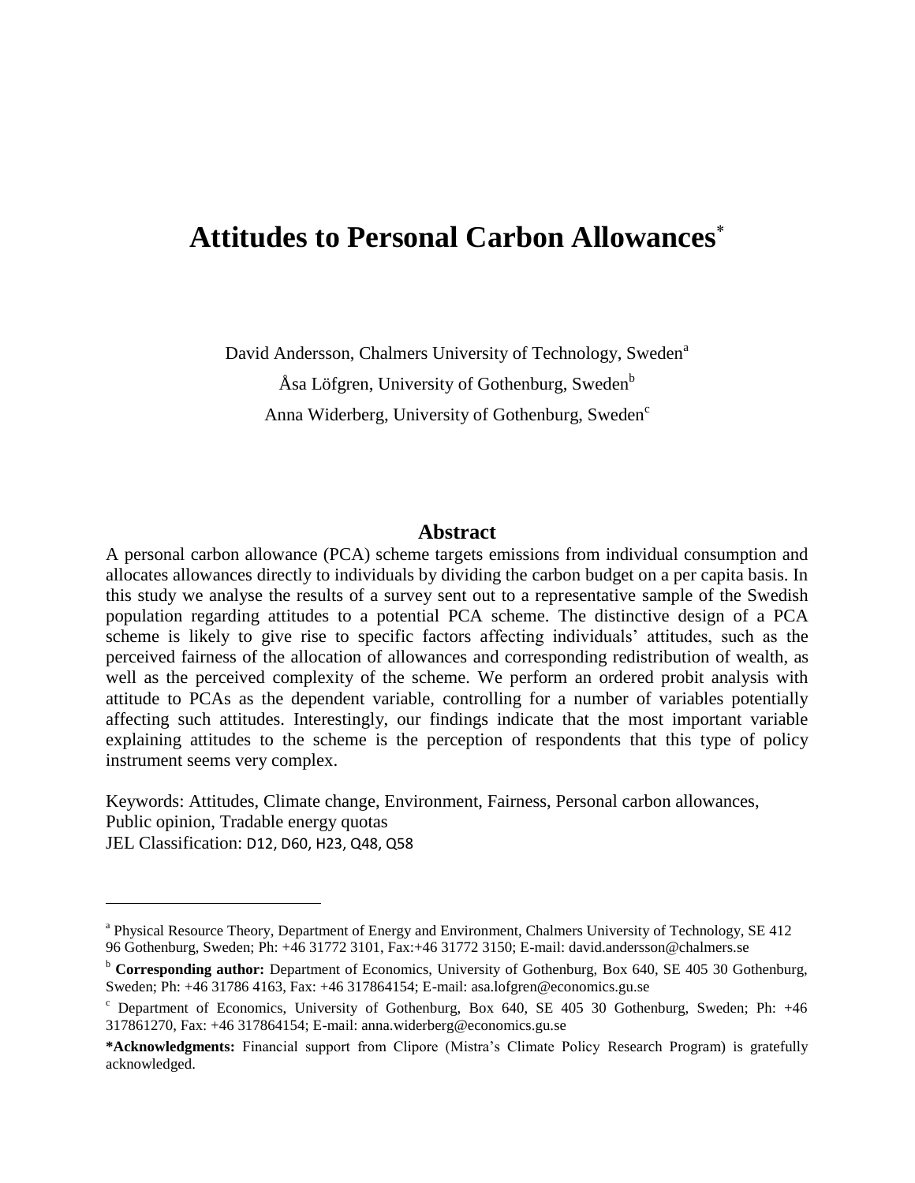# Attitudes to Personal Carbon Allowances*

David Andersson, Chalmers University of Technology, Sweden[a]

Åsa Löfgren, University of Gothenburg, Sweden[b]

Anna Widerberg, University of Gothenburg, Sweden[c]

## Abstract

A personal carbon allowance (PCA) scheme targets emissions from individual consumption and allocates allowances directly to individuals by dividing the carbon budget on a per capita basis. In this study we analyse the results of a survey sent out to a representative sample of the Swedish population regarding attitudes to a potential PCA scheme. The distinctive design of a PCA scheme is likely to give rise to specific factors affecting individuals' attitudes, such as the perceived fairness of the allocation of allowances and corresponding redistribution of wealth, as well as the perceived complexity of the scheme. We perform an ordered probit analysis with attitude to PCAs as the dependent variable, controlling for a number of variables potentially affecting such attitudes. Interestingly, our findings indicate that the most important variable explaining attitudes to the scheme is the perception of respondents that this type of policy instrument seems very complex.

Keywords: Attitudes, Climate change, Environment, Fairness, Personal carbon allowances, Public opinion, Tradable energy quotas
JEL Classification: D12, D60, H23, Q48, Q58

---

[a] Physical Resource Theory, Department of Energy and Environment, Chalmers University of Technology, SE 412 96 Gothenburg, Sweden; Ph: +46 31772 3101, Fax:+46 31772 3150; E-mail: david.andersson@chalmers.se

[b] **Corresponding author:** Department of Economics, University of Gothenburg, Box 640, SE 405 30 Gothenburg, Sweden; Ph: +46 31786 4163, Fax: +46 317864154; E-mail: asa.lofgren@economics.gu.se

[c] Department of Economics, University of Gothenburg, Box 640, SE 405 30 Gothenburg, Sweden; Ph: +46 317861270, Fax: +46 317864154; E-mail: anna.widerberg@economics.gu.se

***Acknowledgments:** Financial support from Clipore (Mistra's Climate Policy Research Program) is gratefully acknowledged.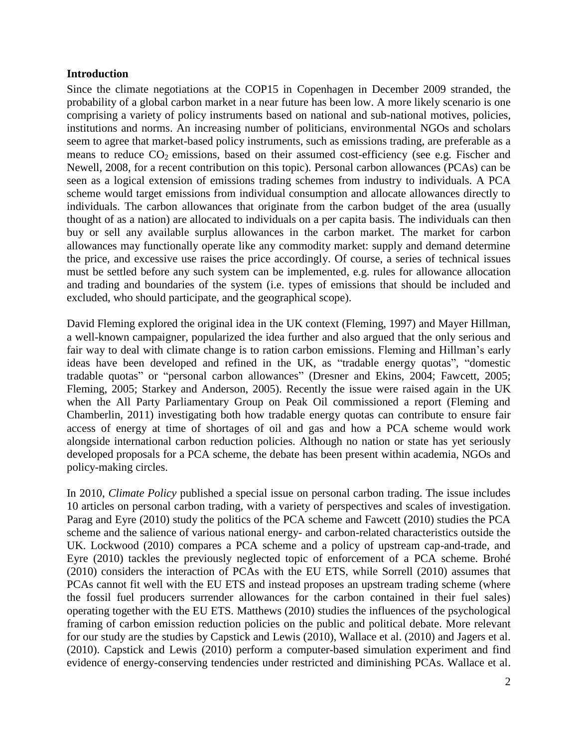**Introduction**

Since the climate negotiations at the COP15 in Copenhagen in December 2009 stranded, the probability of a global carbon market in a near future has been low. A more likely scenario is one comprising a variety of policy instruments based on national and sub-national motives, policies, institutions and norms. An increasing number of politicians, environmental NGOs and scholars seem to agree that market-based policy instruments, such as emissions trading, are preferable as a means to reduce $CO_2$ emissions, based on their assumed cost-efficiency (see e.g. Fischer and Newell, 2008, for a recent contribution on this topic). Personal carbon allowances (PCAs) can be seen as a logical extension of emissions trading schemes from industry to individuals. A PCA scheme would target emissions from individual consumption and allocate allowances directly to individuals. The carbon allowances that originate from the carbon budget of the area (usually thought of as a nation) are allocated to individuals on a per capita basis. The individuals can then buy or sell any available surplus allowances in the carbon market. The market for carbon allowances may functionally operate like any commodity market: supply and demand determine the price, and excessive use raises the price accordingly. Of course, a series of technical issues must be settled before any such system can be implemented, e.g. rules for allowance allocation and trading and boundaries of the system (i.e. types of emissions that should be included and excluded, who should participate, and the geographical scope).

David Fleming explored the original idea in the UK context (Fleming, 1997) and Mayer Hillman, a well-known campaigner, popularized the idea further and also argued that the only serious and fair way to deal with climate change is to ration carbon emissions. Fleming and Hillman's early ideas have been developed and refined in the UK, as "tradable energy quotas", "domestic tradable quotas" or "personal carbon allowances" (Dresner and Ekins, 2004; Fawcett, 2005; Fleming, 2005; Starkey and Anderson, 2005). Recently the issue were raised again in the UK when the All Party Parliamentary Group on Peak Oil commissioned a report (Fleming and Chamberlin, 2011) investigating both how tradable energy quotas can contribute to ensure fair access of energy at time of shortages of oil and gas and how a PCA scheme would work alongside international carbon reduction policies. Although no nation or state has yet seriously developed proposals for a PCA scheme, the debate has been present within academia, NGOs and policy-making circles.

In 2010, *Climate Policy* published a special issue on personal carbon trading. The issue includes 10 articles on personal carbon trading, with a variety of perspectives and scales of investigation. Parag and Eyre (2010) study the politics of the PCA scheme and Fawcett (2010) studies the PCA scheme and the salience of various national energy- and carbon-related characteristics outside the UK. Lockwood (2010) compares a PCA scheme and a policy of upstream cap-and-trade, and Eyre (2010) tackles the previously neglected topic of enforcement of a PCA scheme. Brohé (2010) considers the interaction of PCAs with the EU ETS, while Sorrell (2010) assumes that PCAs cannot fit well with the EU ETS and instead proposes an upstream trading scheme (where the fossil fuel producers surrender allowances for the carbon contained in their fuel sales) operating together with the EU ETS. Matthews (2010) studies the influences of the psychological framing of carbon emission reduction policies on the public and political debate. More relevant for our study are the studies by Capstick and Lewis (2010), Wallace et al. (2010) and Jagers et al. (2010). Capstick and Lewis (2010) perform a computer-based simulation experiment and find evidence of energy-conserving tendencies under restricted and diminishing PCAs. Wallace et al.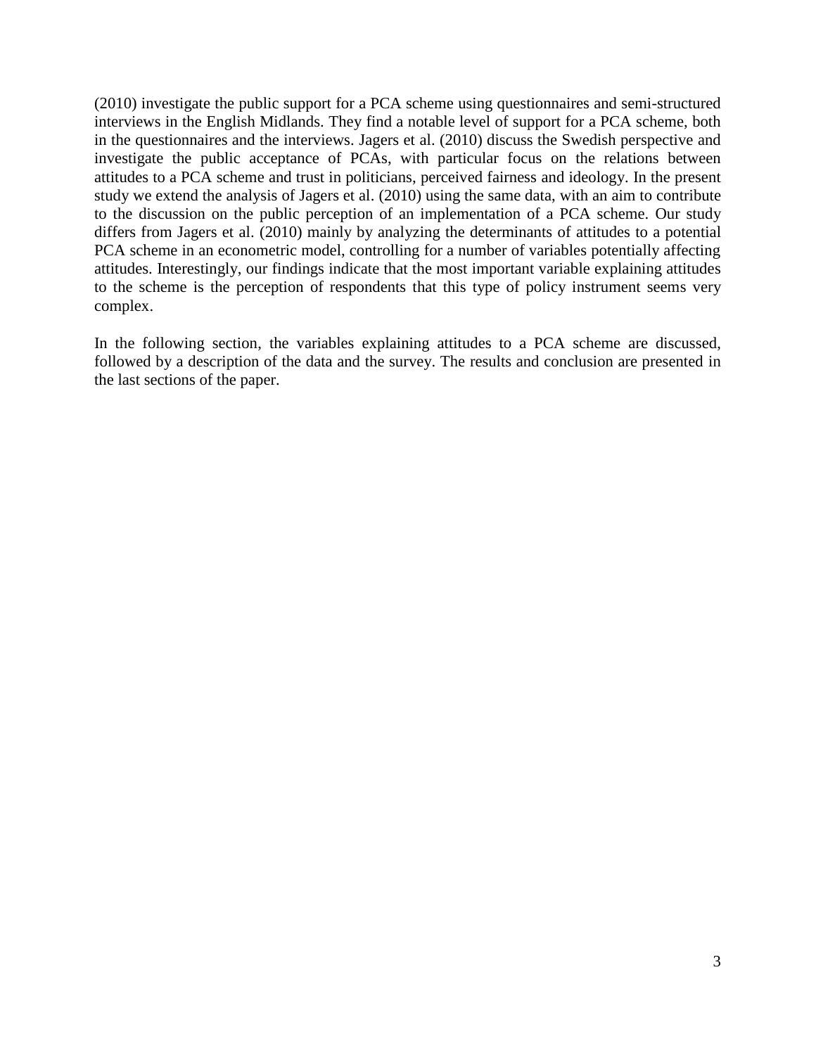(2010) investigate the public support for a PCA scheme using questionnaires and semi-structured interviews in the English Midlands. They find a notable level of support for a PCA scheme, both in the questionnaires and the interviews. Jagers et al. (2010) discuss the Swedish perspective and investigate the public acceptance of PCAs, with particular focus on the relations between attitudes to a PCA scheme and trust in politicians, perceived fairness and ideology. In the present study we extend the analysis of Jagers et al. (2010) using the same data, with an aim to contribute to the discussion on the public perception of an implementation of a PCA scheme. Our study differs from Jagers et al. (2010) mainly by analyzing the determinants of attitudes to a potential PCA scheme in an econometric model, controlling for a number of variables potentially affecting attitudes. Interestingly, our findings indicate that the most important variable explaining attitudes to the scheme is the perception of respondents that this type of policy instrument seems very complex.

In the following section, the variables explaining attitudes to a PCA scheme are discussed, followed by a description of the data and the survey. The results and conclusion are presented in the last sections of the paper.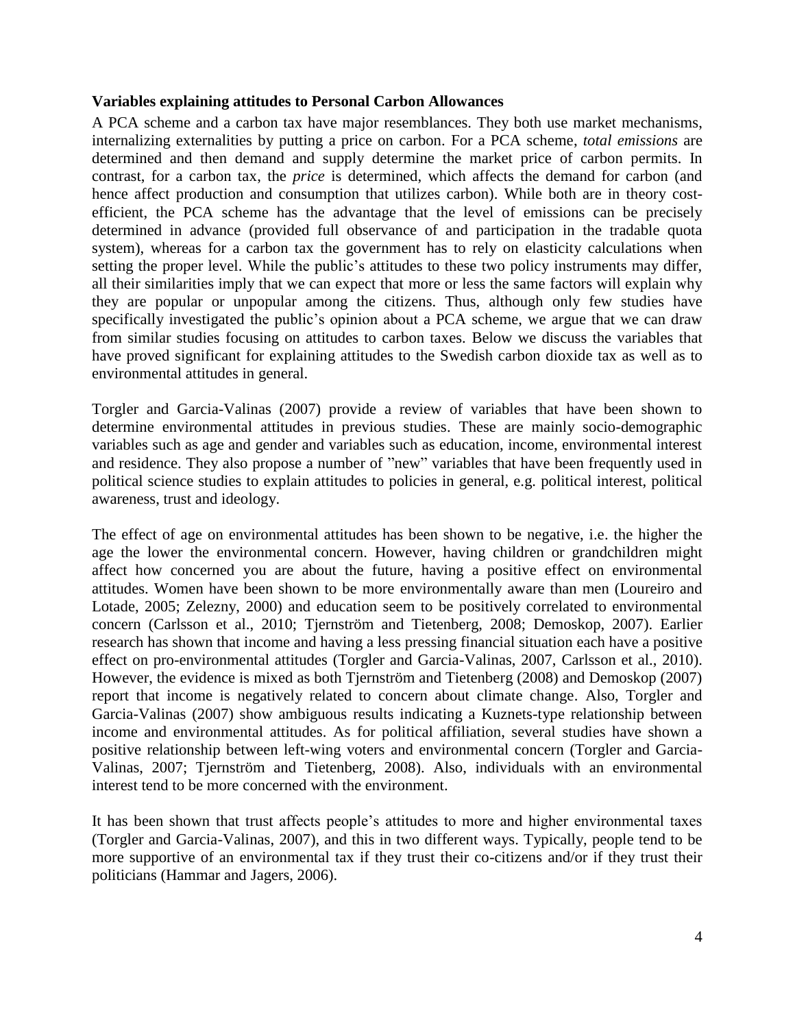**Variables explaining attitudes to Personal Carbon Allowances**

A PCA scheme and a carbon tax have major resemblances. They both use market mechanisms, internalizing externalities by putting a price on carbon. For a PCA scheme, *total emissions* are determined and then demand and supply determine the market price of carbon permits. In contrast, for a carbon tax, the *price* is determined, which affects the demand for carbon (and hence affect production and consumption that utilizes carbon). While both are in theory cost-efficient, the PCA scheme has the advantage that the level of emissions can be precisely determined in advance (provided full observance of and participation in the tradable quota system), whereas for a carbon tax the government has to rely on elasticity calculations when setting the proper level. While the public's attitudes to these two policy instruments may differ, all their similarities imply that we can expect that more or less the same factors will explain why they are popular or unpopular among the citizens. Thus, although only few studies have specifically investigated the public's opinion about a PCA scheme, we argue that we can draw from similar studies focusing on attitudes to carbon taxes. Below we discuss the variables that have proved significant for explaining attitudes to the Swedish carbon dioxide tax as well as to environmental attitudes in general.

Torgler and Garcia-Valinas (2007) provide a review of variables that have been shown to determine environmental attitudes in previous studies. These are mainly socio-demographic variables such as age and gender and variables such as education, income, environmental interest and residence. They also propose a number of "new" variables that have been frequently used in political science studies to explain attitudes to policies in general, e.g. political interest, political awareness, trust and ideology.

The effect of age on environmental attitudes has been shown to be negative, i.e. the higher the age the lower the environmental concern. However, having children or grandchildren might affect how concerned you are about the future, having a positive effect on environmental attitudes. Women have been shown to be more environmentally aware than men (Loureiro and Lotade, 2005; Zelezny, 2000) and education seem to be positively correlated to environmental concern (Carlsson et al., 2010; Tjernström and Tietenberg, 2008; Demoskop, 2007). Earlier research has shown that income and having a less pressing financial situation each have a positive effect on pro-environmental attitudes (Torgler and Garcia-Valinas, 2007, Carlsson et al., 2010). However, the evidence is mixed as both Tjernström and Tietenberg (2008) and Demoskop (2007) report that income is negatively related to concern about climate change. Also, Torgler and Garcia-Valinas (2007) show ambiguous results indicating a Kuznets-type relationship between income and environmental attitudes. As for political affiliation, several studies have shown a positive relationship between left-wing voters and environmental concern (Torgler and Garcia-Valinas, 2007; Tjernström and Tietenberg, 2008). Also, individuals with an environmental interest tend to be more concerned with the environment.

It has been shown that trust affects people's attitudes to more and higher environmental taxes (Torgler and Garcia-Valinas, 2007), and this in two different ways. Typically, people tend to be more supportive of an environmental tax if they trust their co-citizens and/or if they trust their politicians (Hammar and Jagers, 2006).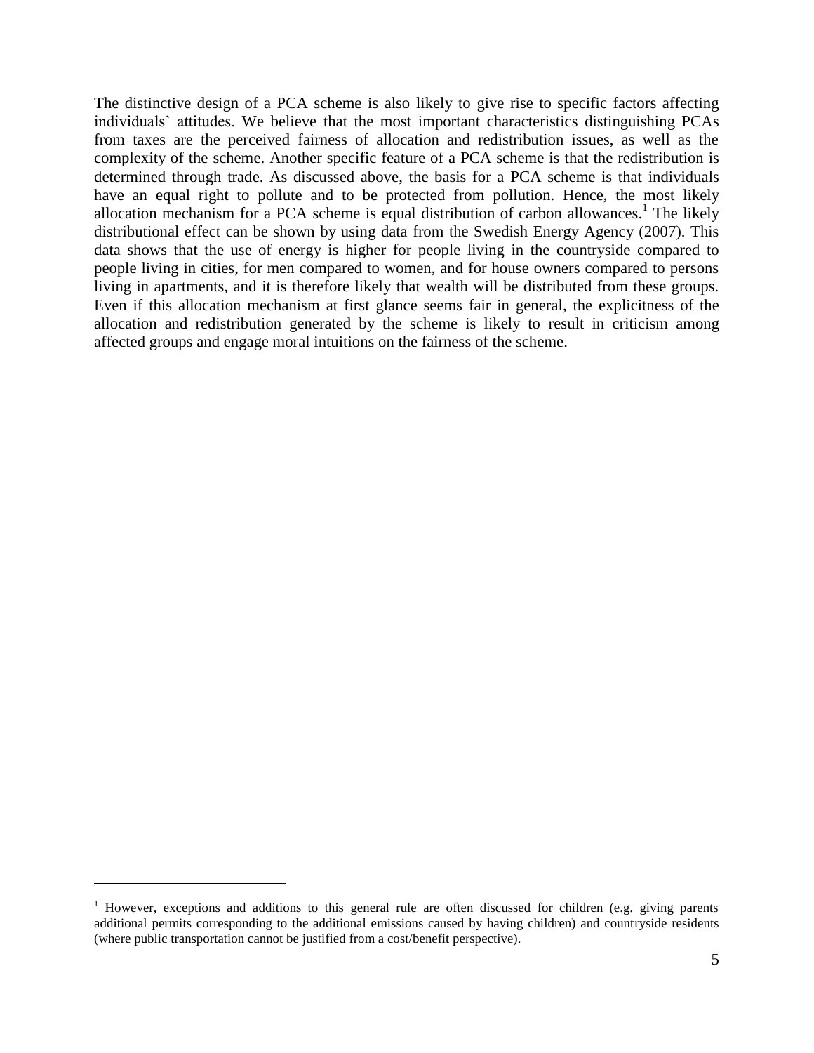The distinctive design of a PCA scheme is also likely to give rise to specific factors affecting individuals' attitudes. We believe that the most important characteristics distinguishing PCAs from taxes are the perceived fairness of allocation and redistribution issues, as well as the complexity of the scheme. Another specific feature of a PCA scheme is that the redistribution is determined through trade. As discussed above, the basis for a PCA scheme is that individuals have an equal right to pollute and to be protected from pollution. Hence, the most likely allocation mechanism for a PCA scheme is equal distribution of carbon allowances.[1] The likely distributional effect can be shown by using data from the Swedish Energy Agency (2007). This data shows that the use of energy is higher for people living in the countryside compared to people living in cities, for men compared to women, and for house owners compared to persons living in apartments, and it is therefore likely that wealth will be distributed from these groups. Even if this allocation mechanism at first glance seems fair in general, the explicitness of the allocation and redistribution generated by the scheme is likely to result in criticism among affected groups and engage moral intuitions on the fairness of the scheme.

[1] However, exceptions and additions to this general rule are often discussed for children (e.g. giving parents additional permits corresponding to the additional emissions caused by having children) and countryside residents (where public transportation cannot be justified from a cost/benefit perspective).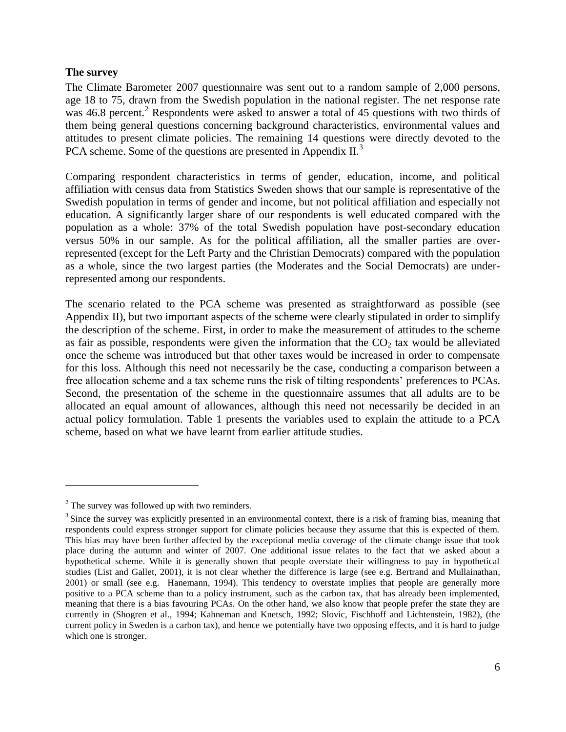**The survey**

The Climate Barometer 2007 questionnaire was sent out to a random sample of 2,000 persons, age 18 to 75, drawn from the Swedish population in the national register. The net response rate was 46.8 percent.[2] Respondents were asked to answer a total of 45 questions with two thirds of them being general questions concerning background characteristics, environmental values and attitudes to present climate policies. The remaining 14 questions were directly devoted to the PCA scheme. Some of the questions are presented in Appendix II.[3]

Comparing respondent characteristics in terms of gender, education, income, and political affiliation with census data from Statistics Sweden shows that our sample is representative of the Swedish population in terms of gender and income, but not political affiliation and especially not education. A significantly larger share of our respondents is well educated compared with the population as a whole: 37% of the total Swedish population have post-secondary education versus 50% in our sample. As for the political affiliation, all the smaller parties are over-represented (except for the Left Party and the Christian Democrats) compared with the population as a whole, since the two largest parties (the Moderates and the Social Democrats) are under-represented among our respondents.

The scenario related to the PCA scheme was presented as straightforward as possible (see Appendix II), but two important aspects of the scheme were clearly stipulated in order to simplify the description of the scheme. First, in order to make the measurement of attitudes to the scheme as fair as possible, respondents were given the information that the $CO_2$ tax would be alleviated once the scheme was introduced but that other taxes would be increased in order to compensate for this loss. Although this need not necessarily be the case, conducting a comparison between a free allocation scheme and a tax scheme runs the risk of tilting respondents' preferences to PCAs. Second, the presentation of the scheme in the questionnaire assumes that all adults are to be allocated an equal amount of allowances, although this need not necessarily be decided in an actual policy formulation. Table 1 presents the variables used to explain the attitude to a PCA scheme, based on what we have learnt from earlier attitude studies.

[2] The survey was followed up with two reminders.

[3] Since the survey was explicitly presented in an environmental context, there is a risk of framing bias, meaning that respondents could express stronger support for climate policies because they assume that this is expected of them. This bias may have been further affected by the exceptional media coverage of the climate change issue that took place during the autumn and winter of 2007. One additional issue relates to the fact that we asked about a hypothetical scheme. While it is generally shown that people overstate their willingness to pay in hypothetical studies (List and Gallet, 2001), it is not clear whether the difference is large (see e.g. Bertrand and Mullainathan, 2001) or small (see e.g. Hanemann, 1994). This tendency to overstate implies that people are generally more positive to a PCA scheme than to a policy instrument, such as the carbon tax, that has already been implemented, meaning that there is a bias favouring PCAs. On the other hand, we also know that people prefer the state they are currently in (Shogren et al., 1994; Kahneman and Knetsch, 1992; Slovic, Fischhoff and Lichtenstein, 1982), (the current policy in Sweden is a carbon tax), and hence we potentially have two opposing effects, and it is hard to judge which one is stronger.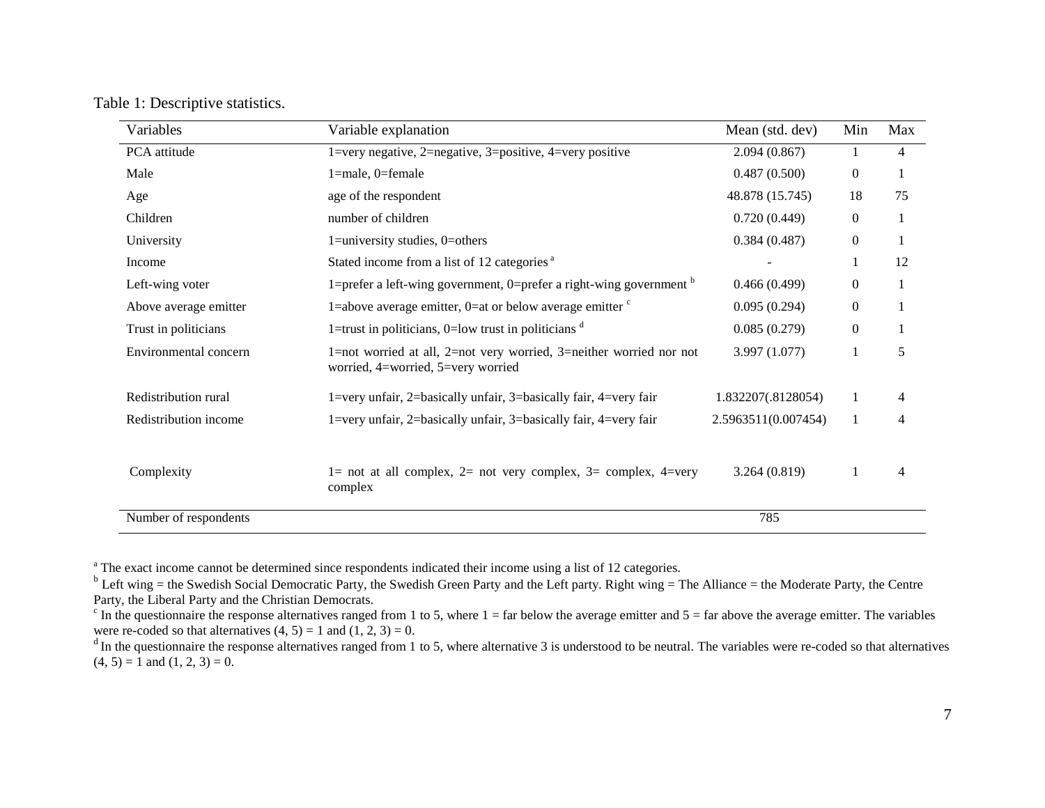Table 1: Descriptive statistics.

| Variables | Variable explanation | Mean (std. dev) | Min | Max |
|---|---|---|---|---|
| PCA attitude | 1=very negative, 2=negative, 3=positive, 4=very positive | 2.094 (0.867) | 1 | 4 |
| Male | 1=male, 0=female | 0.487 (0.500) | 0 | 1 |
| Age | age of the respondent | 48.878 (15.745) | 18 | 75 |
| Children | number of children | 0.720 (0.449) | 0 | 1 |
| University | 1=university studies, 0=others | 0.384 (0.487) | 0 | 1 |
| Income | Stated income from a list of 12 categories [a] | - | 1 | 12 |
| Left-wing voter | 1=prefer a left-wing government, 0=prefer a right-wing government [b] | 0.466 (0.499) | 0 | 1 |
| Above average emitter | 1=above average emitter, 0=at or below average emitter [c] | 0.095 (0.294) | 0 | 1 |
| Trust in politicians | 1=trust in politicians, 0=low trust in politicians [d] | 0.085 (0.279) | 0 | 1 |
| Environmental concern | 1=not worried at all, 2=not very worried, 3=neither worried nor not worried, 4=worried, 5=very worried | 3.997 (1.077) | 1 | 5 |
| Redistribution rural | 1=very unfair, 2=basically unfair, 3=basically fair, 4=very fair | 1.832207(.8128054) | 1 | 4 |
| Redistribution income | 1=very unfair, 2=basically unfair, 3=basically fair, 4=very fair | 2.5963511(0.007454) | 1 | 4 |
| Complexity | 1= not at all complex, 2= not very complex, 3= complex, 4=very complex | 3.264 (0.819) | 1 | 4 |
| Number of respondents | | 785 | | |

[a] The exact income cannot be determined since respondents indicated their income using a list of 12 categories.

[b] Left wing = the Swedish Social Democratic Party, the Swedish Green Party and the Left party. Right wing = The Alliance = the Moderate Party, the Centre Party, the Liberal Party and the Christian Democrats.

[c] In the questionnaire the response alternatives ranged from 1 to 5, where 1 = far below the average emitter and 5 = far above the average emitter. The variables were re-coded so that alternatives (4, 5) = 1 and (1, 2, 3) = 0.

[d] In the questionnaire the response alternatives ranged from 1 to 5, where alternative 3 is understood to be neutral. The variables were re-coded so that alternatives (4, 5) = 1 and (1, 2, 3) = 0.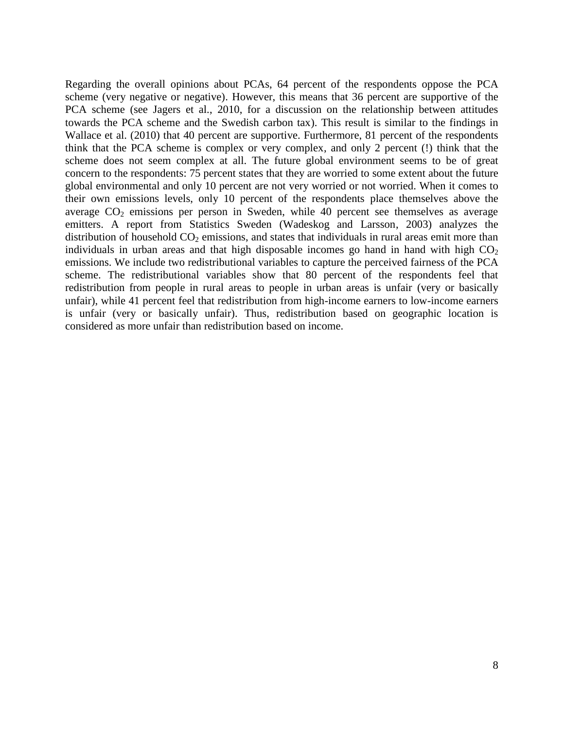Regarding the overall opinions about PCAs, 64 percent of the respondents oppose the PCA scheme (very negative or negative). However, this means that 36 percent are supportive of the PCA scheme (see Jagers et al., 2010, for a discussion on the relationship between attitudes towards the PCA scheme and the Swedish carbon tax). This result is similar to the findings in Wallace et al. (2010) that 40 percent are supportive. Furthermore, 81 percent of the respondents think that the PCA scheme is complex or very complex, and only 2 percent (!) think that the scheme does not seem complex at all. The future global environment seems to be of great concern to the respondents: 75 percent states that they are worried to some extent about the future global environmental and only 10 percent are not very worried or not worried. When it comes to their own emissions levels, only 10 percent of the respondents place themselves above the average $CO_2$ emissions per person in Sweden, while 40 percent see themselves as average emitters. A report from Statistics Sweden (Wadeskog and Larsson, 2003) analyzes the distribution of household $CO_2$ emissions, and states that individuals in rural areas emit more than individuals in urban areas and that high disposable incomes go hand in hand with high $CO_2$ emissions. We include two redistributional variables to capture the perceived fairness of the PCA scheme. The redistributional variables show that 80 percent of the respondents feel that redistribution from people in rural areas to people in urban areas is unfair (very or basically unfair), while 41 percent feel that redistribution from high-income earners to low-income earners is unfair (very or basically unfair). Thus, redistribution based on geographic location is considered as more unfair than redistribution based on income.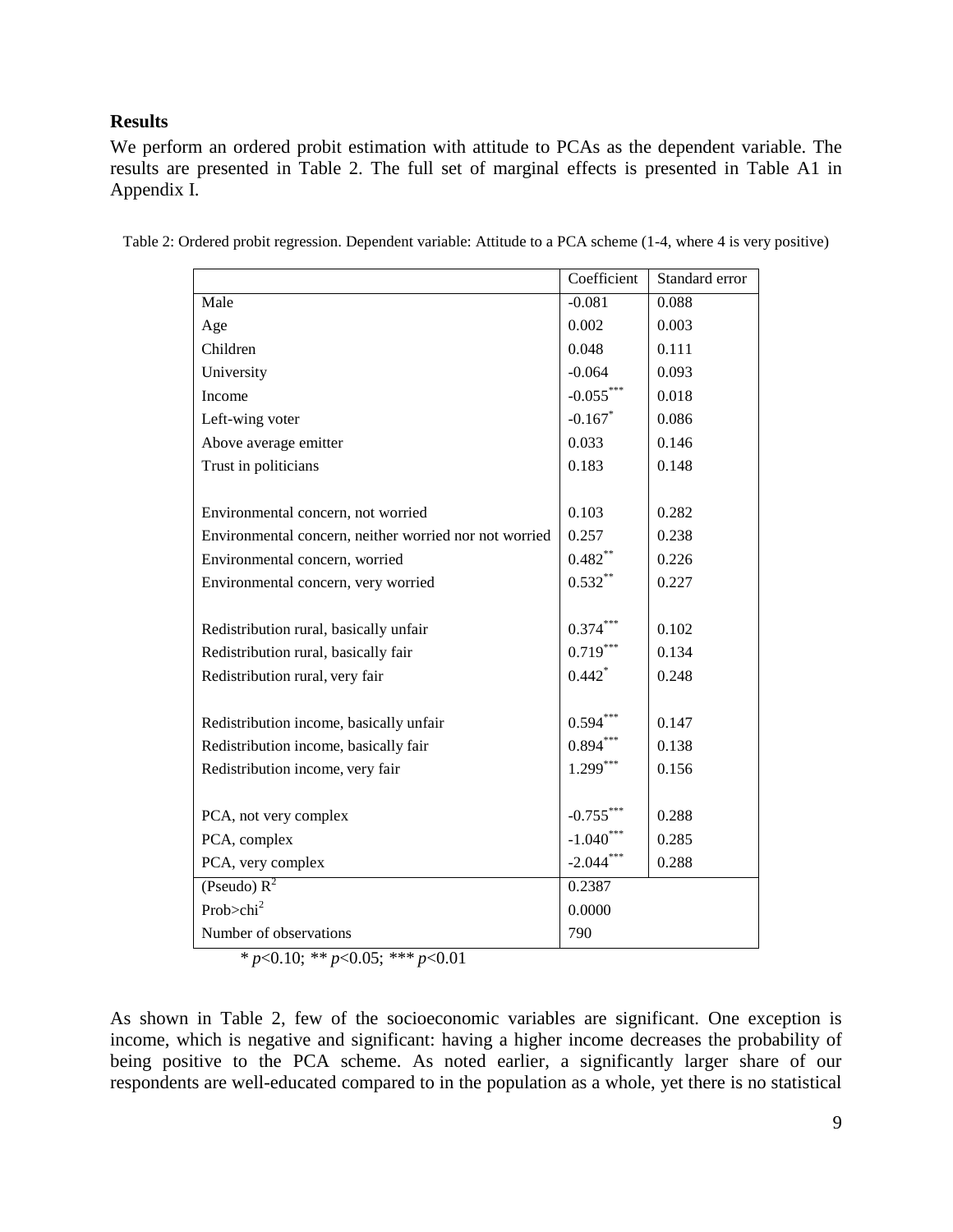**Results**

We perform an ordered probit estimation with attitude to PCAs as the dependent variable. The results are presented in Table 2. The full set of marginal effects is presented in Table A1 in Appendix I.

Table 2: Ordered probit regression. Dependent variable: Attitude to a PCA scheme (1-4, where 4 is very positive)

| | Coefficient | Standard error |
|---|---|---|
| Male | -0.081 | 0.088 |
| Age | 0.002 | 0.003 |
| Children | 0.048 | 0.111 |
| University | -0.064 | 0.093 |
| Income | -0.055*** | 0.018 |
| Left-wing voter | -0.167* | 0.086 |
| Above average emitter | 0.033 | 0.146 |
| Trust in politicians | 0.183 | 0.148 |
| | | |
| Environmental concern, not worried | 0.103 | 0.282 |
| Environmental concern, neither worried nor not worried | 0.257 | 0.238 |
| Environmental concern, worried | 0.482** | 0.226 |
| Environmental concern, very worried | 0.532** | 0.227 |
| | | |
| Redistribution rural, basically unfair | 0.374*** | 0.102 |
| Redistribution rural, basically fair | 0.719*** | 0.134 |
| Redistribution rural, very fair | 0.442* | 0.248 |
| | | |
| Redistribution income, basically unfair | 0.594*** | 0.147 |
| Redistribution income, basically fair | 0.894*** | 0.138 |
| Redistribution income, very fair | 1.299*** | 0.156 |
| | | |
| PCA, not very complex | -0.755*** | 0.288 |
| PCA, complex | -1.040*** | 0.285 |
| PCA, very complex | -2.044*** | 0.288 |
| (Pseudo) $R^2$ | 0.2387 | |
| Prob>$chi^2$ | 0.0000 | |
| Number of observations | 790 | |

\* $p$<0.10; ** $p$<0.05; *** $p$<0.01

As shown in Table 2, few of the socioeconomic variables are significant. One exception is income, which is negative and significant: having a higher income decreases the probability of being positive to the PCA scheme. As noted earlier, a significantly larger share of our respondents are well-educated compared to in the population as a whole, yet there is no statistical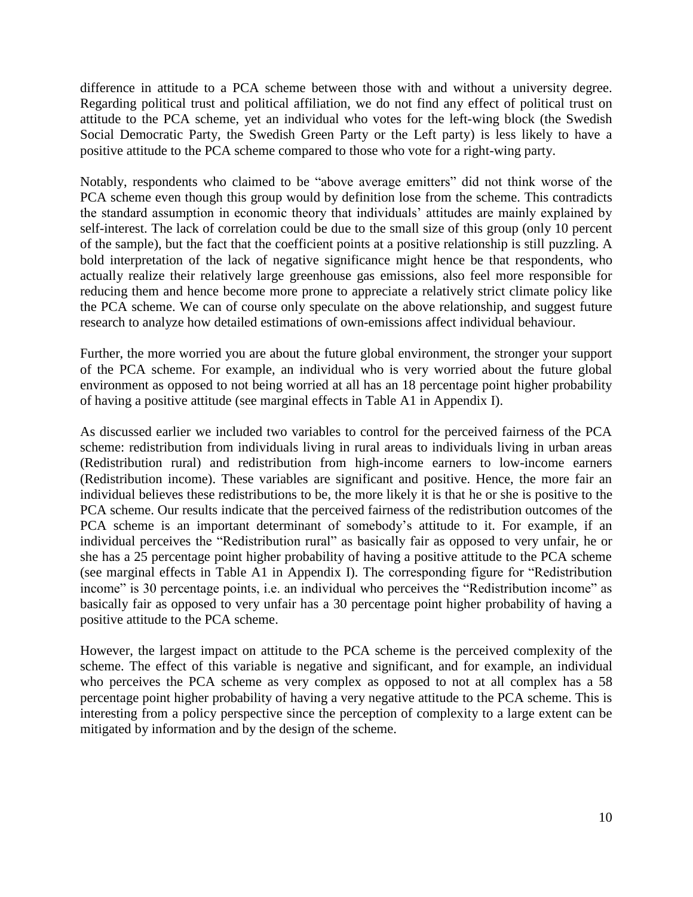difference in attitude to a PCA scheme between those with and without a university degree. Regarding political trust and political affiliation, we do not find any effect of political trust on attitude to the PCA scheme, yet an individual who votes for the left-wing block (the Swedish Social Democratic Party, the Swedish Green Party or the Left party) is less likely to have a positive attitude to the PCA scheme compared to those who vote for a right-wing party.

Notably, respondents who claimed to be "above average emitters" did not think worse of the PCA scheme even though this group would by definition lose from the scheme. This contradicts the standard assumption in economic theory that individuals' attitudes are mainly explained by self-interest. The lack of correlation could be due to the small size of this group (only 10 percent of the sample), but the fact that the coefficient points at a positive relationship is still puzzling. A bold interpretation of the lack of negative significance might hence be that respondents, who actually realize their relatively large greenhouse gas emissions, also feel more responsible for reducing them and hence become more prone to appreciate a relatively strict climate policy like the PCA scheme. We can of course only speculate on the above relationship, and suggest future research to analyze how detailed estimations of own-emissions affect individual behaviour.

Further, the more worried you are about the future global environment, the stronger your support of the PCA scheme. For example, an individual who is very worried about the future global environment as opposed to not being worried at all has an 18 percentage point higher probability of having a positive attitude (see marginal effects in Table A1 in Appendix I).

As discussed earlier we included two variables to control for the perceived fairness of the PCA scheme: redistribution from individuals living in rural areas to individuals living in urban areas (Redistribution rural) and redistribution from high-income earners to low-income earners (Redistribution income). These variables are significant and positive. Hence, the more fair an individual believes these redistributions to be, the more likely it is that he or she is positive to the PCA scheme. Our results indicate that the perceived fairness of the redistribution outcomes of the PCA scheme is an important determinant of somebody's attitude to it. For example, if an individual perceives the "Redistribution rural" as basically fair as opposed to very unfair, he or she has a 25 percentage point higher probability of having a positive attitude to the PCA scheme (see marginal effects in Table A1 in Appendix I). The corresponding figure for "Redistribution income" is 30 percentage points, i.e. an individual who perceives the "Redistribution income" as basically fair as opposed to very unfair has a 30 percentage point higher probability of having a positive attitude to the PCA scheme.

However, the largest impact on attitude to the PCA scheme is the perceived complexity of the scheme. The effect of this variable is negative and significant, and for example, an individual who perceives the PCA scheme as very complex as opposed to not at all complex has a 58 percentage point higher probability of having a very negative attitude to the PCA scheme. This is interesting from a policy perspective since the perception of complexity to a large extent can be mitigated by information and by the design of the scheme.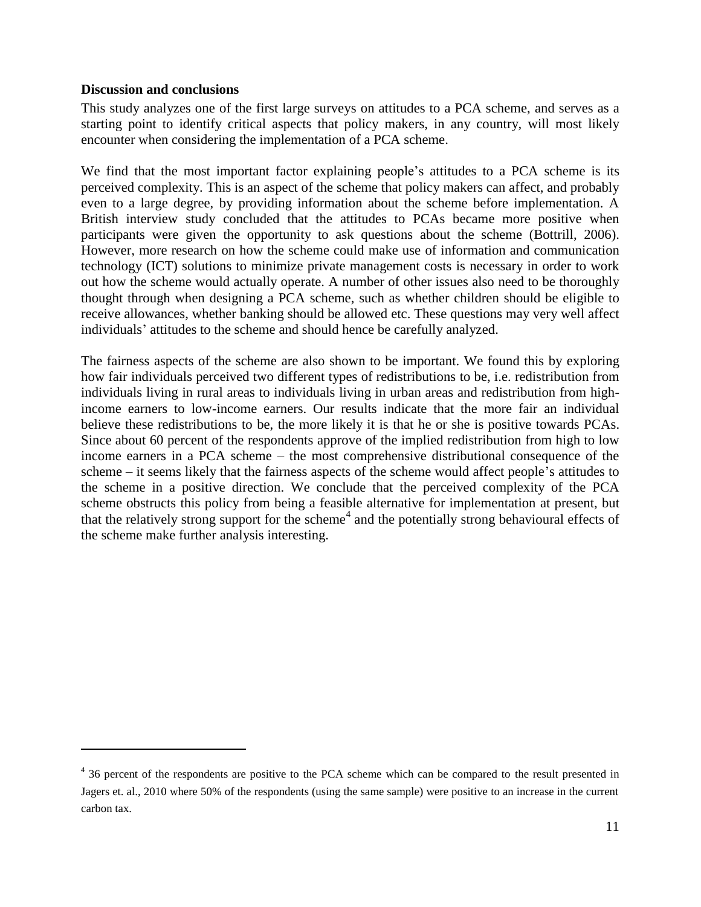**Discussion and conclusions**

This study analyzes one of the first large surveys on attitudes to a PCA scheme, and serves as a starting point to identify critical aspects that policy makers, in any country, will most likely encounter when considering the implementation of a PCA scheme.

We find that the most important factor explaining people's attitudes to a PCA scheme is its perceived complexity. This is an aspect of the scheme that policy makers can affect, and probably even to a large degree, by providing information about the scheme before implementation. A British interview study concluded that the attitudes to PCAs became more positive when participants were given the opportunity to ask questions about the scheme (Bottrill, 2006). However, more research on how the scheme could make use of information and communication technology (ICT) solutions to minimize private management costs is necessary in order to work out how the scheme would actually operate. A number of other issues also need to be thoroughly thought through when designing a PCA scheme, such as whether children should be eligible to receive allowances, whether banking should be allowed etc. These questions may very well affect individuals' attitudes to the scheme and should hence be carefully analyzed.

The fairness aspects of the scheme are also shown to be important. We found this by exploring how fair individuals perceived two different types of redistributions to be, i.e. redistribution from individuals living in rural areas to individuals living in urban areas and redistribution from high-income earners to low-income earners. Our results indicate that the more fair an individual believe these redistributions to be, the more likely it is that he or she is positive towards PCAs. Since about 60 percent of the respondents approve of the implied redistribution from high to low income earners in a PCA scheme – the most comprehensive distributional consequence of the scheme – it seems likely that the fairness aspects of the scheme would affect people's attitudes to the scheme in a positive direction. We conclude that the perceived complexity of the PCA scheme obstructs this policy from being a feasible alternative for implementation at present, but that the relatively strong support for the scheme[4] and the potentially strong behavioural effects of the scheme make further analysis interesting.

[4] 36 percent of the respondents are positive to the PCA scheme which can be compared to the result presented in Jagers et. al., 2010 where 50% of the respondents (using the same sample) were positive to an increase in the current carbon tax.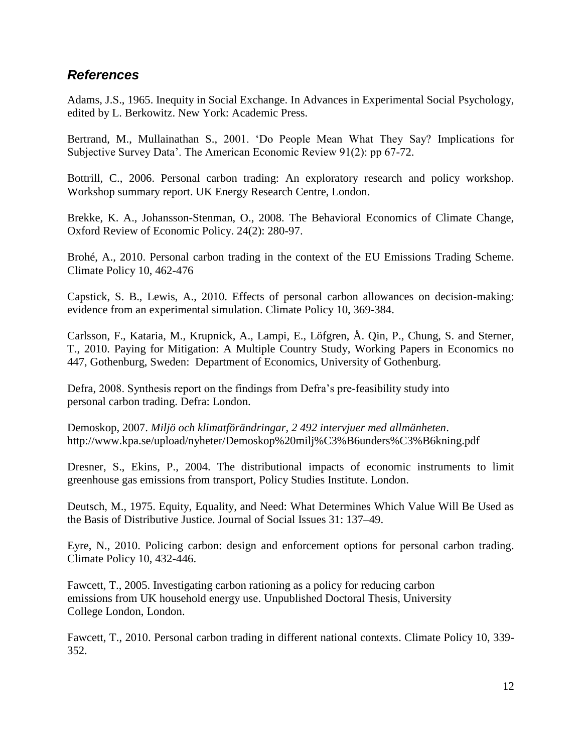## *References*

Adams, J.S., 1965. Inequity in Social Exchange. In Advances in Experimental Social Psychology, edited by L. Berkowitz. New York: Academic Press.

Bertrand, M., Mullainathan S., 2001. 'Do People Mean What They Say? Implications for Subjective Survey Data'. The American Economic Review 91(2): pp 67-72.

Bottrill, C., 2006. Personal carbon trading: An exploratory research and policy workshop. Workshop summary report. UK Energy Research Centre, London.

Brekke, K. A., Johansson-Stenman, O., 2008. The Behavioral Economics of Climate Change, Oxford Review of Economic Policy. 24(2): 280-97.

Brohé, A., 2010. Personal carbon trading in the context of the EU Emissions Trading Scheme. Climate Policy 10, 462-476

Capstick, S. B., Lewis, A., 2010. Effects of personal carbon allowances on decision-making: evidence from an experimental simulation. Climate Policy 10, 369-384.

Carlsson, F., Kataria, M., Krupnick, A., Lampi, E., Löfgren, Å. Qin, P., Chung, S. and Sterner, T., 2010. Paying for Mitigation: A Multiple Country Study, Working Papers in Economics no 447, Gothenburg, Sweden: Department of Economics, University of Gothenburg.

Defra, 2008. Synthesis report on the findings from Defra's pre-feasibility study into personal carbon trading. Defra: London.

Demoskop, 2007. *Miljö och klimatförändringar, 2 492 intervjuer med allmänheten*. http://www.kpa.se/upload/nyheter/Demoskop%20milj%C3%B6unders%C3%B6kning.pdf

Dresner, S., Ekins, P., 2004. The distributional impacts of economic instruments to limit greenhouse gas emissions from transport, Policy Studies Institute. London.

Deutsch, M., 1975. Equity, Equality, and Need: What Determines Which Value Will Be Used as the Basis of Distributive Justice. Journal of Social Issues 31: 137–49.

Eyre, N., 2010. Policing carbon: design and enforcement options for personal carbon trading. Climate Policy 10, 432-446.

Fawcett, T., 2005. Investigating carbon rationing as a policy for reducing carbon emissions from UK household energy use. Unpublished Doctoral Thesis, University College London, London.

Fawcett, T., 2010. Personal carbon trading in different national contexts. Climate Policy 10, 339-352.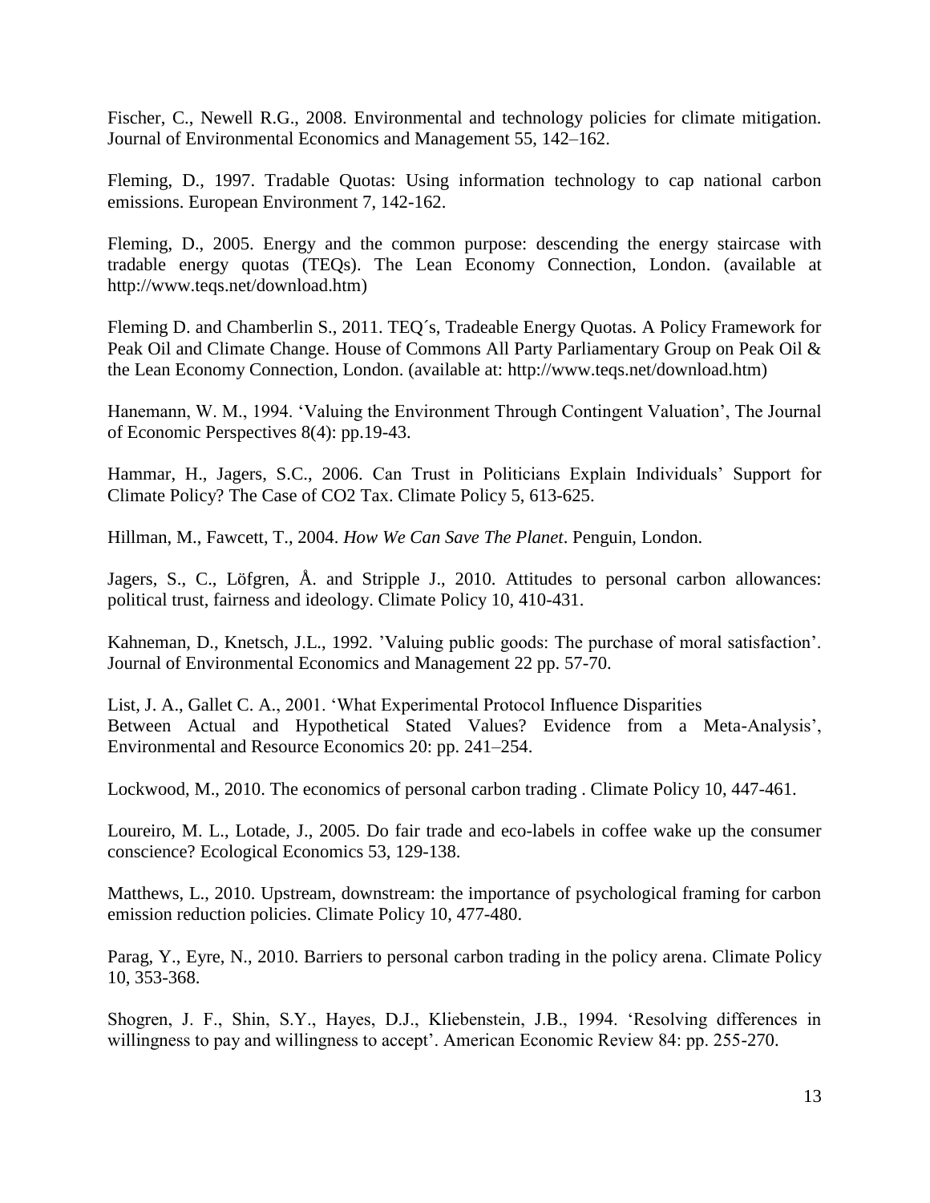Fischer, C., Newell R.G., 2008. Environmental and technology policies for climate mitigation. Journal of Environmental Economics and Management 55, 142–162.

Fleming, D., 1997. Tradable Quotas: Using information technology to cap national carbon emissions. European Environment 7, 142-162.

Fleming, D., 2005. Energy and the common purpose: descending the energy staircase with tradable energy quotas (TEQs). The Lean Economy Connection, London. (available at http://www.teqs.net/download.htm)

Fleming D. and Chamberlin S., 2011. TEQ´s, Tradeable Energy Quotas. A Policy Framework for Peak Oil and Climate Change. House of Commons All Party Parliamentary Group on Peak Oil & the Lean Economy Connection, London. (available at: http://www.teqs.net/download.htm)

Hanemann, W. M., 1994. 'Valuing the Environment Through Contingent Valuation', The Journal of Economic Perspectives 8(4): pp.19-43.

Hammar, H., Jagers, S.C., 2006. Can Trust in Politicians Explain Individuals' Support for Climate Policy? The Case of CO2 Tax. Climate Policy 5, 613-625.

Hillman, M., Fawcett, T., 2004. *How We Can Save The Planet*. Penguin, London.

Jagers, S., C., Löfgren, Å. and Stripple J., 2010. Attitudes to personal carbon allowances: political trust, fairness and ideology. Climate Policy 10, 410-431.

Kahneman, D., Knetsch, J.L., 1992. 'Valuing public goods: The purchase of moral satisfaction'. Journal of Environmental Economics and Management 22 pp. 57-70.

List, J. A., Gallet C. A., 2001. 'What Experimental Protocol Influence Disparities Between Actual and Hypothetical Stated Values? Evidence from a Meta-Analysis', Environmental and Resource Economics 20: pp. 241–254.

Lockwood, M., 2010. The economics of personal carbon trading . Climate Policy 10, 447-461.

Loureiro, M. L., Lotade, J., 2005. Do fair trade and eco-labels in coffee wake up the consumer conscience? Ecological Economics 53, 129-138.

Matthews, L., 2010. Upstream, downstream: the importance of psychological framing for carbon emission reduction policies. Climate Policy 10, 477-480.

Parag, Y., Eyre, N., 2010. Barriers to personal carbon trading in the policy arena. Climate Policy 10, 353-368.

Shogren, J. F., Shin, S.Y., Hayes, D.J., Kliebenstein, J.B., 1994. 'Resolving differences in willingness to pay and willingness to accept'. American Economic Review 84: pp. 255-270.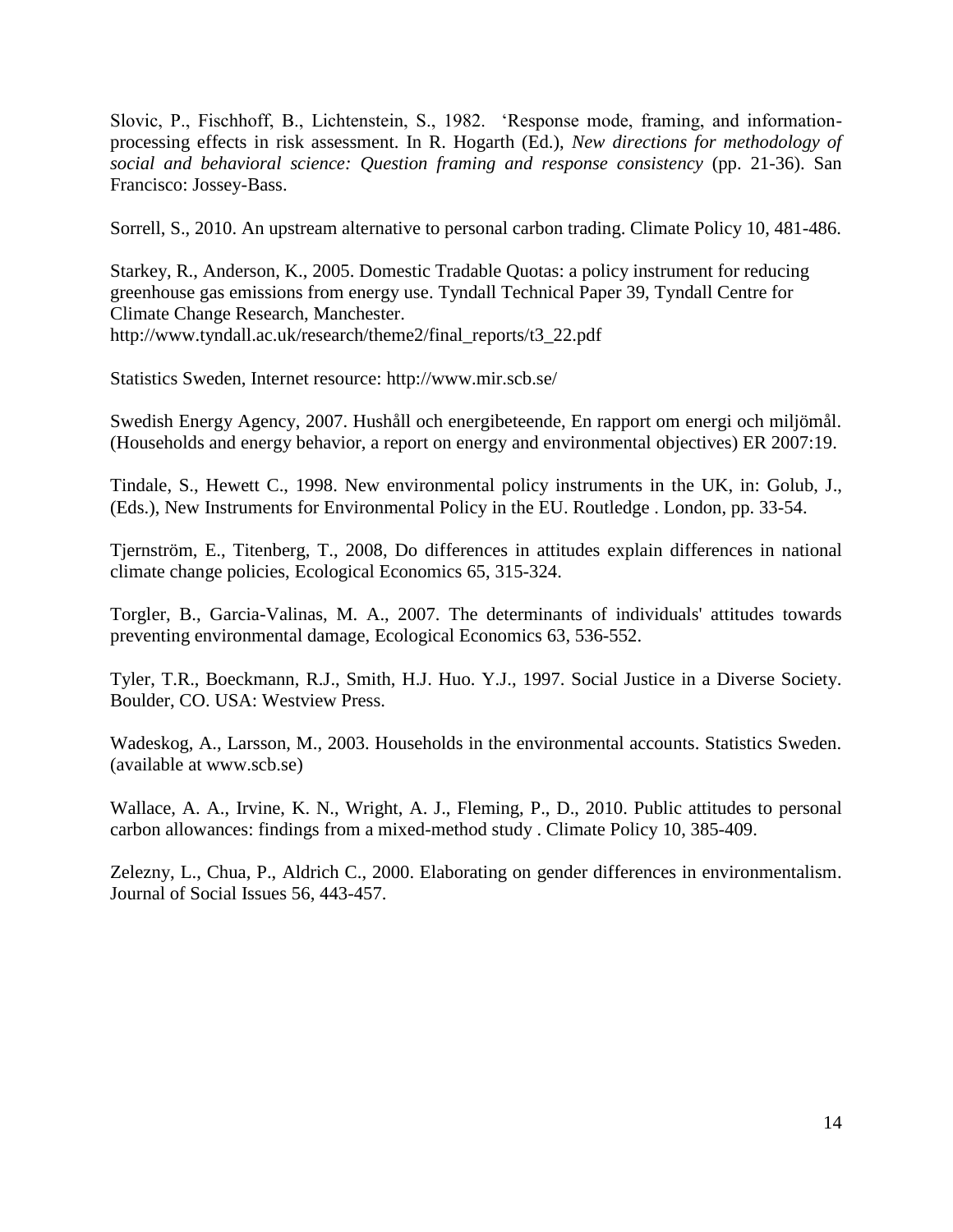Slovic, P., Fischhoff, B., Lichtenstein, S., 1982. 'Response mode, framing, and information-processing effects in risk assessment. In R. Hogarth (Ed.), *New directions for methodology of social and behavioral science: Question framing and response consistency* (pp. 21-36). San Francisco: Jossey-Bass.

Sorrell, S., 2010. An upstream alternative to personal carbon trading. Climate Policy 10, 481-486.

Starkey, R., Anderson, K., 2005. Domestic Tradable Quotas: a policy instrument for reducing greenhouse gas emissions from energy use. Tyndall Technical Paper 39, Tyndall Centre for Climate Change Research, Manchester.
http://www.tyndall.ac.uk/research/theme2/final_reports/t3_22.pdf

Statistics Sweden, Internet resource: http://www.mir.scb.se/

Swedish Energy Agency, 2007. Hushåll och energibeteende, En rapport om energi och miljömål. (Households and energy behavior, a report on energy and environmental objectives) ER 2007:19.

Tindale, S., Hewett C., 1998. New environmental policy instruments in the UK, in: Golub, J., (Eds.), New Instruments for Environmental Policy in the EU. Routledge . London, pp. 33-54.

Tjernström, E., Titenberg, T., 2008, Do differences in attitudes explain differences in national climate change policies, Ecological Economics 65, 315-324.

Torgler, B., Garcia-Valinas, M. A., 2007. The determinants of individuals' attitudes towards preventing environmental damage, Ecological Economics 63, 536-552.

Tyler, T.R., Boeckmann, R.J., Smith, H.J. Huo. Y.J., 1997. Social Justice in a Diverse Society. Boulder, CO. USA: Westview Press.

Wadeskog, A., Larsson, M., 2003. Households in the environmental accounts. Statistics Sweden. (available at www.scb.se)

Wallace, A. A., Irvine, K. N., Wright, A. J., Fleming, P., D., 2010. Public attitudes to personal carbon allowances: findings from a mixed-method study . Climate Policy 10, 385-409.

Zelezny, L., Chua, P., Aldrich C., 2000. Elaborating on gender differences in environmentalism. Journal of Social Issues 56, 443-457.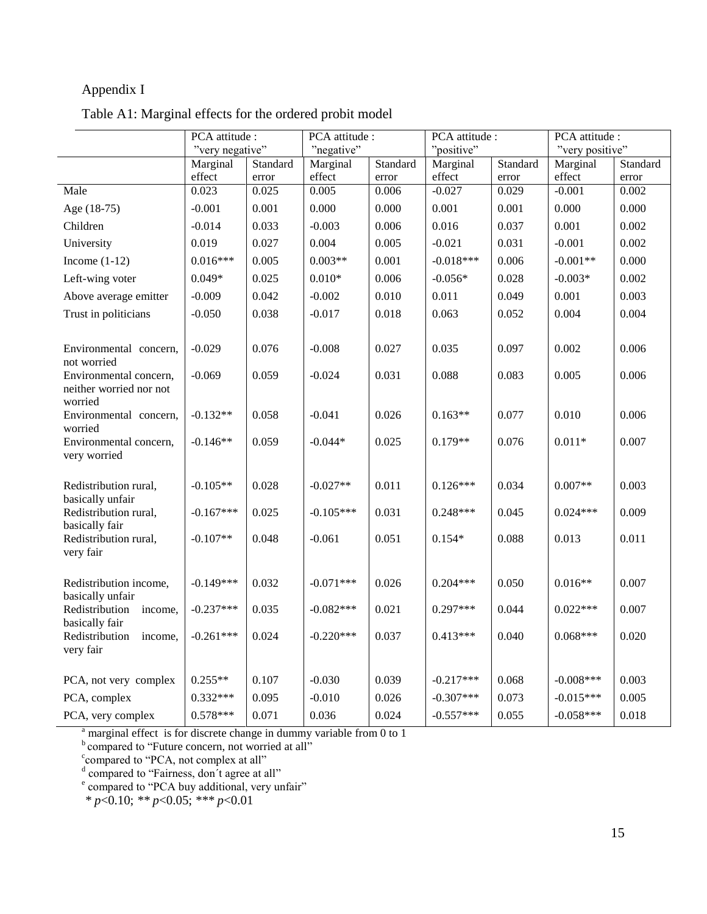Appendix I

Table A1: Marginal effects for the ordered probit model

| | PCA attitude : "very negative" | | PCA attitude : "negative" | | PCA attitude : "positive" | | PCA attitude : "very positive" | |
|---|---|---|---|---|---|---|---|---|
| | Marginal effect | Standard error | Marginal effect | Standard error | Marginal effect | Standard error | Marginal effect | Standard error |
| Male | 0.023 | 0.025 | 0.005 | 0.006 | -0.027 | 0.029 | -0.001 | 0.002 |
| Age (18-75) | -0.001 | 0.001 | 0.000 | 0.000 | 0.001 | 0.001 | 0.000 | 0.000 |
| Children | -0.014 | 0.033 | -0.003 | 0.006 | 0.016 | 0.037 | 0.001 | 0.002 |
| University | 0.019 | 0.027 | 0.004 | 0.005 | -0.021 | 0.031 | -0.001 | 0.002 |
| Income (1-12) | 0.016*** | 0.005 | 0.003** | 0.001 | -0.018*** | 0.006 | -0.001** | 0.000 |
| Left-wing voter | 0.049* | 0.025 | 0.010* | 0.006 | -0.056* | 0.028 | -0.003* | 0.002 |
| Above average emitter | -0.009 | 0.042 | -0.002 | 0.010 | 0.011 | 0.049 | 0.001 | 0.003 |
| Trust in politicians | -0.050 | 0.038 | -0.017 | 0.018 | 0.063 | 0.052 | 0.004 | 0.004 |
| Environmental concern, not worried | -0.029 | 0.076 | -0.008 | 0.027 | 0.035 | 0.097 | 0.002 | 0.006 |
| Environmental concern, neither worried nor not worried | -0.069 | 0.059 | -0.024 | 0.031 | 0.088 | 0.083 | 0.005 | 0.006 |
| Environmental concern, worried | -0.132** | 0.058 | -0.041 | 0.026 | 0.163** | 0.077 | 0.010 | 0.006 |
| Environmental concern, very worried | -0.146** | 0.059 | -0.044* | 0.025 | 0.179** | 0.076 | 0.011* | 0.007 |
| Redistribution rural, basically unfair | -0.105** | 0.028 | -0.027** | 0.011 | 0.126*** | 0.034 | 0.007** | 0.003 |
| Redistribution rural, basically fair | -0.167*** | 0.025 | -0.105*** | 0.031 | 0.248*** | 0.045 | 0.024*** | 0.009 |
| Redistribution rural, very fair | -0.107** | 0.048 | -0.061 | 0.051 | 0.154* | 0.088 | 0.013 | 0.011 |
| Redistribution income, basically unfair | -0.149*** | 0.032 | -0.071*** | 0.026 | 0.204*** | 0.050 | 0.016** | 0.007 |
| Redistribution income, basically fair | -0.237*** | 0.035 | -0.082*** | 0.021 | 0.297*** | 0.044 | 0.022*** | 0.007 |
| Redistribution income, very fair | -0.261*** | 0.024 | -0.220*** | 0.037 | 0.413*** | 0.040 | 0.068*** | 0.020 |
| PCA, not very complex | 0.255** | 0.107 | -0.030 | 0.039 | -0.217*** | 0.068 | -0.008*** | 0.003 |
| PCA, complex | 0.332*** | 0.095 | -0.010 | 0.026 | -0.307*** | 0.073 | -0.015*** | 0.005 |
| PCA, very complex | 0.578*** | 0.071 | 0.036 | 0.024 | -0.557*** | 0.055 | -0.058*** | 0.018 |

[a] marginal effect is for discrete change in dummy variable from 0 to 1

[b] compared to "Future concern, not worried at all"

[c] compared to "PCA, not complex at all"

[d] compared to "Fairness, don´t agree at all"

[e] compared to "PCA buy additional, very unfair"

\* $p<0.10$; \*\* $p<0.05$; \*\*\* $p<0.01$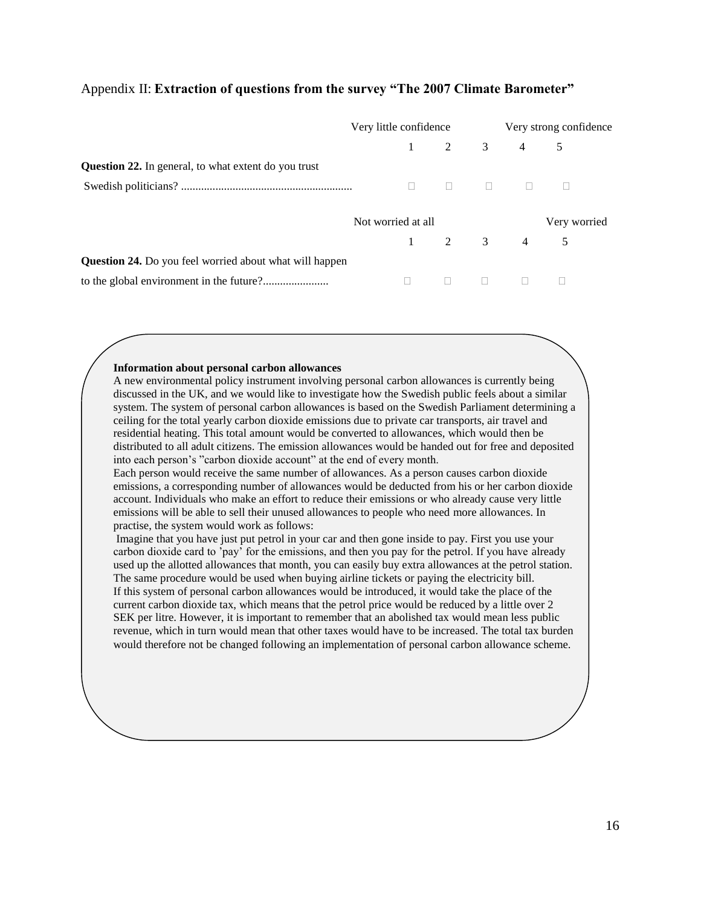Appendix II: **Extraction of questions from the survey "The 2007 Climate Barometer"**

| | Very little confidence 1 | 2 | 3 | 4 | Very strong confidence 5 |
|---|---|---|---|---|---|
| **Question 22.** In general, to what extent do you trust Swedish politicians? ........................................................... | □ | □ | □ | □ | □ |

| | Not worried at all 1 | 2 | 3 | 4 | Very worried 5 |
|---|---|---|---|---|---|
| **Question 24.** Do you feel worried about what will happen to the global environment in the future?...................... | □ | □ | □ | □ | □ |

**Information about personal carbon allowances**

A new environmental policy instrument involving personal carbon allowances is currently being discussed in the UK, and we would like to investigate how the Swedish public feels about a similar system. The system of personal carbon allowances is based on the Swedish Parliament determining a ceiling for the total yearly carbon dioxide emissions due to private car transports, air travel and residential heating. This total amount would be converted to allowances, which would then be distributed to all adult citizens. The emission allowances would be handed out for free and deposited into each person's "carbon dioxide account" at the end of every month.

Each person would receive the same number of allowances. As a person causes carbon dioxide emissions, a corresponding number of allowances would be deducted from his or her carbon dioxide account. Individuals who make an effort to reduce their emissions or who already cause very little emissions will be able to sell their unused allowances to people who need more allowances. In practise, the system would work as follows:

Imagine that you have just put petrol in your car and then gone inside to pay. First you use your carbon dioxide card to 'pay' for the emissions, and then you pay for the petrol. If you have already used up the allotted allowances that month, you can easily buy extra allowances at the petrol station. The same procedure would be used when buying airline tickets or paying the electricity bill.

If this system of personal carbon allowances would be introduced, it would take the place of the current carbon dioxide tax, which means that the petrol price would be reduced by a little over 2 SEK per litre. However, it is important to remember that an abolished tax would mean less public revenue, which in turn would mean that other taxes would have to be increased. The total tax burden would therefore not be changed following an implementation of personal carbon allowance scheme.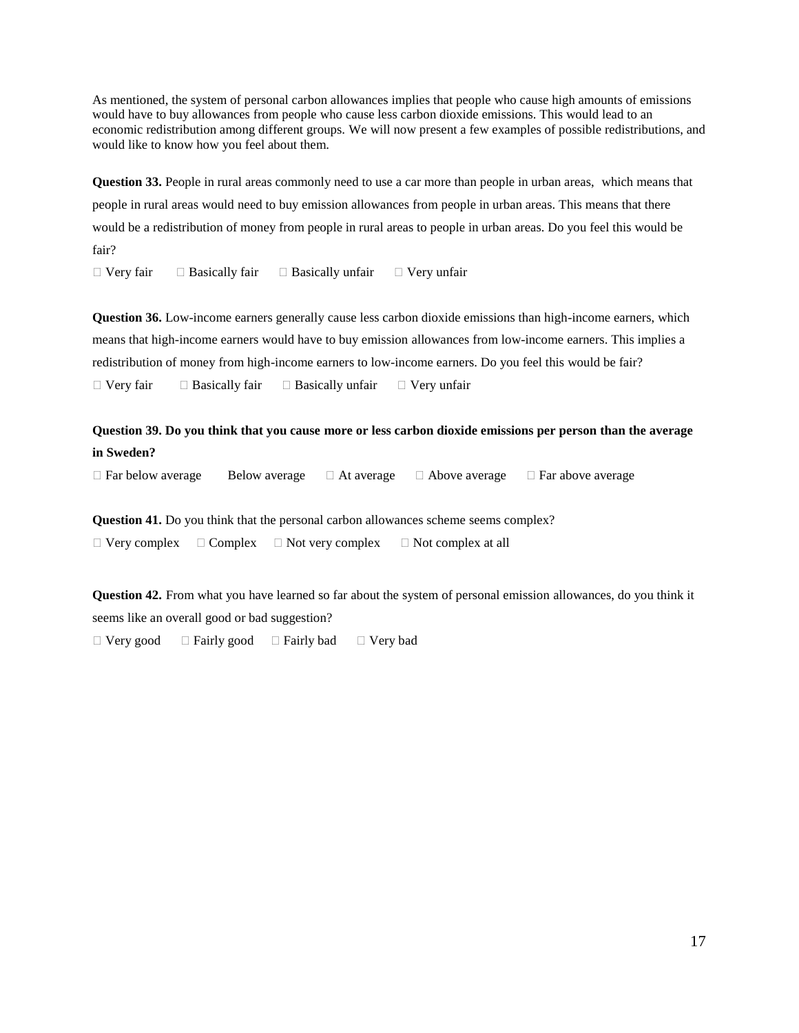As mentioned, the system of personal carbon allowances implies that people who cause high amounts of emissions would have to buy allowances from people who cause less carbon dioxide emissions. This would lead to an economic redistribution among different groups. We will now present a few examples of possible redistributions, and would like to know how you feel about them.

**Question 33.** People in rural areas commonly need to use a car more than people in urban areas, which means that people in rural areas would need to buy emission allowances from people in urban areas. This means that there would be a redistribution of money from people in rural areas to people in urban areas. Do you feel this would be fair?

□ Very fair □ Basically fair □ Basically unfair □ Very unfair

**Question 36.** Low-income earners generally cause less carbon dioxide emissions than high-income earners, which means that high-income earners would have to buy emission allowances from low-income earners. This implies a redistribution of money from high-income earners to low-income earners. Do you feel this would be fair?

□ Very fair □ Basically fair □ Basically unfair □ Very unfair

**Question 39. Do you think that you cause more or less carbon dioxide emissions per person than the average in Sweden?**

□ Far below average Below average □ At average □ Above average □ Far above average

**Question 41.** Do you think that the personal carbon allowances scheme seems complex?

□ Very complex □ Complex □ Not very complex □ Not complex at all

**Question 42.** From what you have learned so far about the system of personal emission allowances, do you think it seems like an overall good or bad suggestion?

□ Very good □ Fairly good □ Fairly bad □ Very bad